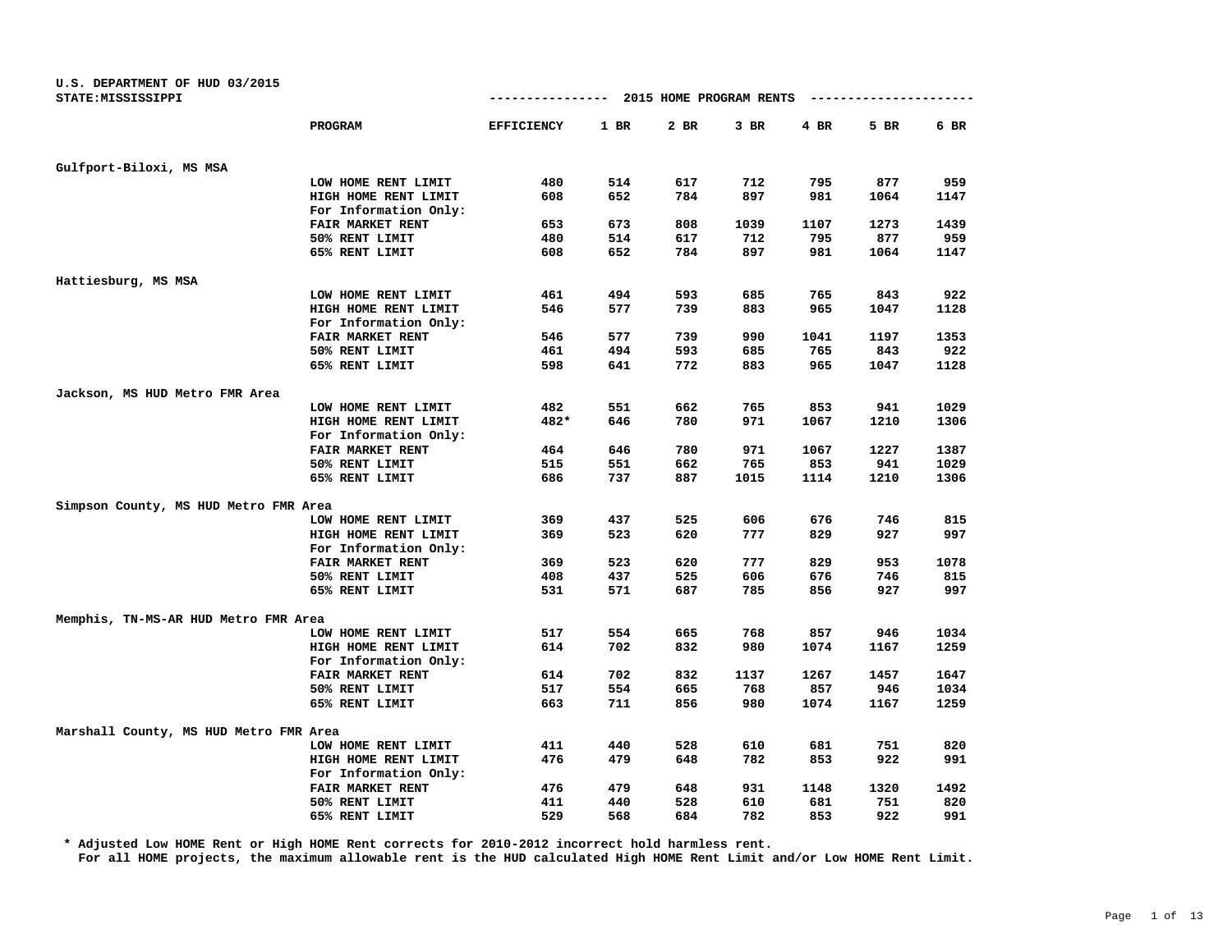U.S. DEPARTMENT OF HUD 03/2015
STATE:MISSISSIPPI

## 2015 HOME PROGRAM RENTS

| | PROGRAM | EFFICIENCY | 1 BR | 2 BR | 3 BR | 4 BR | 5 BR | 6 BR |
|---|---|---|---|---|---|---|---|---|
| **Gulfport-Biloxi, MS MSA** | | | | | | | | |
| | LOW HOME RENT LIMIT | 480 | 514 | 617 | 712 | 795 | 877 | 959 |
| | HIGH HOME RENT LIMIT | 608 | 652 | 784 | 897 | 981 | 1064 | 1147 |
| | For Information Only: | | | | | | | |
| | FAIR MARKET RENT | 653 | 673 | 808 | 1039 | 1107 | 1273 | 1439 |
| | 50% RENT LIMIT | 480 | 514 | 617 | 712 | 795 | 877 | 959 |
| | 65% RENT LIMIT | 608 | 652 | 784 | 897 | 981 | 1064 | 1147 |
| **Hattiesburg, MS MSA** | | | | | | | | |
| | LOW HOME RENT LIMIT | 461 | 494 | 593 | 685 | 765 | 843 | 922 |
| | HIGH HOME RENT LIMIT | 546 | 577 | 739 | 883 | 965 | 1047 | 1128 |
| | For Information Only: | | | | | | | |
| | FAIR MARKET RENT | 546 | 577 | 739 | 990 | 1041 | 1197 | 1353 |
| | 50% RENT LIMIT | 461 | 494 | 593 | 685 | 765 | 843 | 922 |
| | 65% RENT LIMIT | 598 | 641 | 772 | 883 | 965 | 1047 | 1128 |
| **Jackson, MS HUD Metro FMR Area** | | | | | | | | |
| | LOW HOME RENT LIMIT | 482 | 551 | 662 | 765 | 853 | 941 | 1029 |
| | HIGH HOME RENT LIMIT | 482* | 646 | 780 | 971 | 1067 | 1210 | 1306 |
| | For Information Only: | | | | | | | |
| | FAIR MARKET RENT | 464 | 646 | 780 | 971 | 1067 | 1227 | 1387 |
| | 50% RENT LIMIT | 515 | 551 | 662 | 765 | 853 | 941 | 1029 |
| | 65% RENT LIMIT | 686 | 737 | 887 | 1015 | 1114 | 1210 | 1306 |
| **Simpson County, MS HUD Metro FMR Area** | | | | | | | | |
| | LOW HOME RENT LIMIT | 369 | 437 | 525 | 606 | 676 | 746 | 815 |
| | HIGH HOME RENT LIMIT | 369 | 523 | 620 | 777 | 829 | 927 | 997 |
| | For Information Only: | | | | | | | |
| | FAIR MARKET RENT | 369 | 523 | 620 | 777 | 829 | 953 | 1078 |
| | 50% RENT LIMIT | 408 | 437 | 525 | 606 | 676 | 746 | 815 |
| | 65% RENT LIMIT | 531 | 571 | 687 | 785 | 856 | 927 | 997 |
| **Memphis, TN-MS-AR HUD Metro FMR Area** | | | | | | | | |
| | LOW HOME RENT LIMIT | 517 | 554 | 665 | 768 | 857 | 946 | 1034 |
| | HIGH HOME RENT LIMIT | 614 | 702 | 832 | 980 | 1074 | 1167 | 1259 |
| | For Information Only: | | | | | | | |
| | FAIR MARKET RENT | 614 | 702 | 832 | 1137 | 1267 | 1457 | 1647 |
| | 50% RENT LIMIT | 517 | 554 | 665 | 768 | 857 | 946 | 1034 |
| | 65% RENT LIMIT | 663 | 711 | 856 | 980 | 1074 | 1167 | 1259 |
| **Marshall County, MS HUD Metro FMR Area** | | | | | | | | |
| | LOW HOME RENT LIMIT | 411 | 440 | 528 | 610 | 681 | 751 | 820 |
| | HIGH HOME RENT LIMIT | 476 | 479 | 648 | 782 | 853 | 922 | 991 |
| | For Information Only: | | | | | | | |
| | FAIR MARKET RENT | 476 | 479 | 648 | 931 | 1148 | 1320 | 1492 |
| | 50% RENT LIMIT | 411 | 440 | 528 | 610 | 681 | 751 | 820 |
| | 65% RENT LIMIT | 529 | 568 | 684 | 782 | 853 | 922 | 991 |

* Adjusted Low HOME Rent or High HOME Rent corrects for 2010-2012 incorrect hold harmless rent.
For all HOME projects, the maximum allowable rent is the HUD calculated High HOME Rent Limit and/or Low HOME Rent Limit.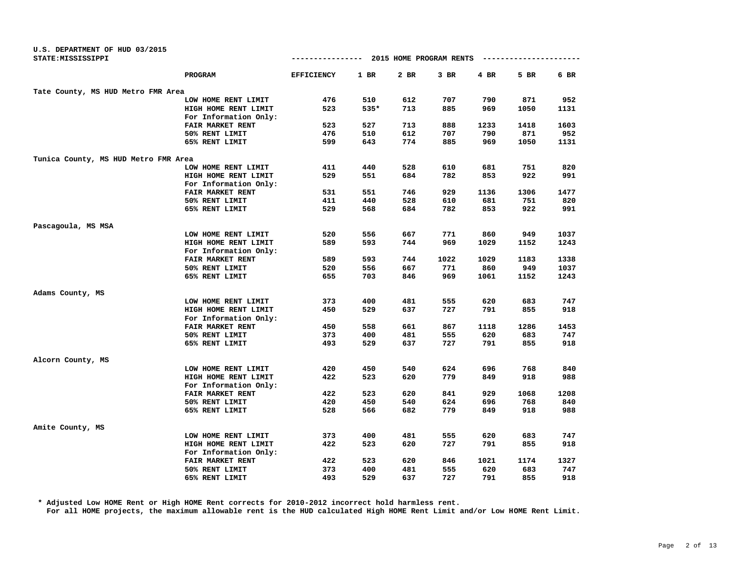U.S. DEPARTMENT OF HUD 03/2015
STATE:MISSISSIPPI

## 2015 HOME PROGRAM RENTS

| | PROGRAM | EFFICIENCY | 1 BR | 2 BR | 3 BR | 4 BR | 5 BR | 6 BR |
|---|---|---|---|---|---|---|---|---|
| Tate County, MS HUD Metro FMR Area | | | | | | | | |
| | LOW HOME RENT LIMIT | 476 | 510 | 612 | 707 | 790 | 871 | 952 |
| | HIGH HOME RENT LIMIT | 523 | 535* | 713 | 885 | 969 | 1050 | 1131 |
| | For Information Only: | | | | | | | |
| | FAIR MARKET RENT | 523 | 527 | 713 | 888 | 1233 | 1418 | 1603 |
| | 50% RENT LIMIT | 476 | 510 | 612 | 707 | 790 | 871 | 952 |
| | 65% RENT LIMIT | 599 | 643 | 774 | 885 | 969 | 1050 | 1131 |
| Tunica County, MS HUD Metro FMR Area | | | | | | | | |
| | LOW HOME RENT LIMIT | 411 | 440 | 528 | 610 | 681 | 751 | 820 |
| | HIGH HOME RENT LIMIT | 529 | 551 | 684 | 782 | 853 | 922 | 991 |
| | For Information Only: | | | | | | | |
| | FAIR MARKET RENT | 531 | 551 | 746 | 929 | 1136 | 1306 | 1477 |
| | 50% RENT LIMIT | 411 | 440 | 528 | 610 | 681 | 751 | 820 |
| | 65% RENT LIMIT | 529 | 568 | 684 | 782 | 853 | 922 | 991 |
| Pascagoula, MS MSA | | | | | | | | |
| | LOW HOME RENT LIMIT | 520 | 556 | 667 | 771 | 860 | 949 | 1037 |
| | HIGH HOME RENT LIMIT | 589 | 593 | 744 | 969 | 1029 | 1152 | 1243 |
| | For Information Only: | | | | | | | |
| | FAIR MARKET RENT | 589 | 593 | 744 | 1022 | 1029 | 1183 | 1338 |
| | 50% RENT LIMIT | 520 | 556 | 667 | 771 | 860 | 949 | 1037 |
| | 65% RENT LIMIT | 655 | 703 | 846 | 969 | 1061 | 1152 | 1243 |
| Adams County, MS | | | | | | | | |
| | LOW HOME RENT LIMIT | 373 | 400 | 481 | 555 | 620 | 683 | 747 |
| | HIGH HOME RENT LIMIT | 450 | 529 | 637 | 727 | 791 | 855 | 918 |
| | For Information Only: | | | | | | | |
| | FAIR MARKET RENT | 450 | 558 | 661 | 867 | 1118 | 1286 | 1453 |
| | 50% RENT LIMIT | 373 | 400 | 481 | 555 | 620 | 683 | 747 |
| | 65% RENT LIMIT | 493 | 529 | 637 | 727 | 791 | 855 | 918 |
| Alcorn County, MS | | | | | | | | |
| | LOW HOME RENT LIMIT | 420 | 450 | 540 | 624 | 696 | 768 | 840 |
| | HIGH HOME RENT LIMIT | 422 | 523 | 620 | 779 | 849 | 918 | 988 |
| | For Information Only: | | | | | | | |
| | FAIR MARKET RENT | 422 | 523 | 620 | 841 | 929 | 1068 | 1208 |
| | 50% RENT LIMIT | 420 | 450 | 540 | 624 | 696 | 768 | 840 |
| | 65% RENT LIMIT | 528 | 566 | 682 | 779 | 849 | 918 | 988 |
| Amite County, MS | | | | | | | | |
| | LOW HOME RENT LIMIT | 373 | 400 | 481 | 555 | 620 | 683 | 747 |
| | HIGH HOME RENT LIMIT | 422 | 523 | 620 | 727 | 791 | 855 | 918 |
| | For Information Only: | | | | | | | |
| | FAIR MARKET RENT | 422 | 523 | 620 | 846 | 1021 | 1174 | 1327 |
| | 50% RENT LIMIT | 373 | 400 | 481 | 555 | 620 | 683 | 747 |
| | 65% RENT LIMIT | 493 | 529 | 637 | 727 | 791 | 855 | 918 |

* Adjusted Low HOME Rent or High HOME Rent corrects for 2010-2012 incorrect hold harmless rent.
For all HOME projects, the maximum allowable rent is the HUD calculated High HOME Rent Limit and/or Low HOME Rent Limit.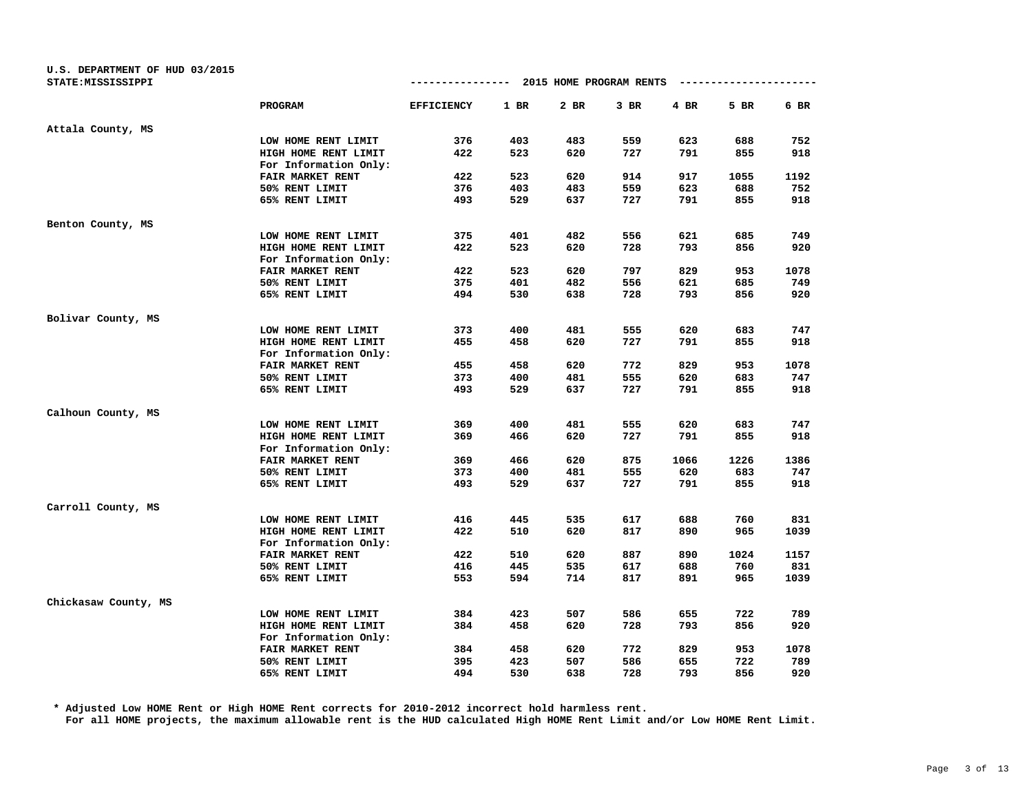U.S. DEPARTMENT OF HUD 03/2015
STATE:MISSISSIPPI

## 2015 HOME PROGRAM RENTS

| | PROGRAM | EFFICIENCY | 1 BR | 2 BR | 3 BR | 4 BR | 5 BR | 6 BR |
|---|---|---|---|---|---|---|---|---|
| Attala County, MS | | | | | | | | |
| | LOW HOME RENT LIMIT | 376 | 403 | 483 | 559 | 623 | 688 | 752 |
| | HIGH HOME RENT LIMIT | 422 | 523 | 620 | 727 | 791 | 855 | 918 |
| | For Information Only: | | | | | | | |
| | FAIR MARKET RENT | 422 | 523 | 620 | 914 | 917 | 1055 | 1192 |
| | 50% RENT LIMIT | 376 | 403 | 483 | 559 | 623 | 688 | 752 |
| | 65% RENT LIMIT | 493 | 529 | 637 | 727 | 791 | 855 | 918 |
| Benton County, MS | | | | | | | | |
| | LOW HOME RENT LIMIT | 375 | 401 | 482 | 556 | 621 | 685 | 749 |
| | HIGH HOME RENT LIMIT | 422 | 523 | 620 | 728 | 793 | 856 | 920 |
| | For Information Only: | | | | | | | |
| | FAIR MARKET RENT | 422 | 523 | 620 | 797 | 829 | 953 | 1078 |
| | 50% RENT LIMIT | 375 | 401 | 482 | 556 | 621 | 685 | 749 |
| | 65% RENT LIMIT | 494 | 530 | 638 | 728 | 793 | 856 | 920 |
| Bolivar County, MS | | | | | | | | |
| | LOW HOME RENT LIMIT | 373 | 400 | 481 | 555 | 620 | 683 | 747 |
| | HIGH HOME RENT LIMIT | 455 | 458 | 620 | 727 | 791 | 855 | 918 |
| | For Information Only: | | | | | | | |
| | FAIR MARKET RENT | 455 | 458 | 620 | 772 | 829 | 953 | 1078 |
| | 50% RENT LIMIT | 373 | 400 | 481 | 555 | 620 | 683 | 747 |
| | 65% RENT LIMIT | 493 | 529 | 637 | 727 | 791 | 855 | 918 |
| Calhoun County, MS | | | | | | | | |
| | LOW HOME RENT LIMIT | 369 | 400 | 481 | 555 | 620 | 683 | 747 |
| | HIGH HOME RENT LIMIT | 369 | 466 | 620 | 727 | 791 | 855 | 918 |
| | For Information Only: | | | | | | | |
| | FAIR MARKET RENT | 369 | 466 | 620 | 875 | 1066 | 1226 | 1386 |
| | 50% RENT LIMIT | 373 | 400 | 481 | 555 | 620 | 683 | 747 |
| | 65% RENT LIMIT | 493 | 529 | 637 | 727 | 791 | 855 | 918 |
| Carroll County, MS | | | | | | | | |
| | LOW HOME RENT LIMIT | 416 | 445 | 535 | 617 | 688 | 760 | 831 |
| | HIGH HOME RENT LIMIT | 422 | 510 | 620 | 817 | 890 | 965 | 1039 |
| | For Information Only: | | | | | | | |
| | FAIR MARKET RENT | 422 | 510 | 620 | 887 | 890 | 1024 | 1157 |
| | 50% RENT LIMIT | 416 | 445 | 535 | 617 | 688 | 760 | 831 |
| | 65% RENT LIMIT | 553 | 594 | 714 | 817 | 891 | 965 | 1039 |
| Chickasaw County, MS | | | | | | | | |
| | LOW HOME RENT LIMIT | 384 | 423 | 507 | 586 | 655 | 722 | 789 |
| | HIGH HOME RENT LIMIT | 384 | 458 | 620 | 728 | 793 | 856 | 920 |
| | For Information Only: | | | | | | | |
| | FAIR MARKET RENT | 384 | 458 | 620 | 772 | 829 | 953 | 1078 |
| | 50% RENT LIMIT | 395 | 423 | 507 | 586 | 655 | 722 | 789 |
| | 65% RENT LIMIT | 494 | 530 | 638 | 728 | 793 | 856 | 920 |

* Adjusted Low HOME Rent or High HOME Rent corrects for 2010-2012 incorrect hold harmless rent.
For all HOME projects, the maximum allowable rent is the HUD calculated High HOME Rent Limit and/or Low HOME Rent Limit.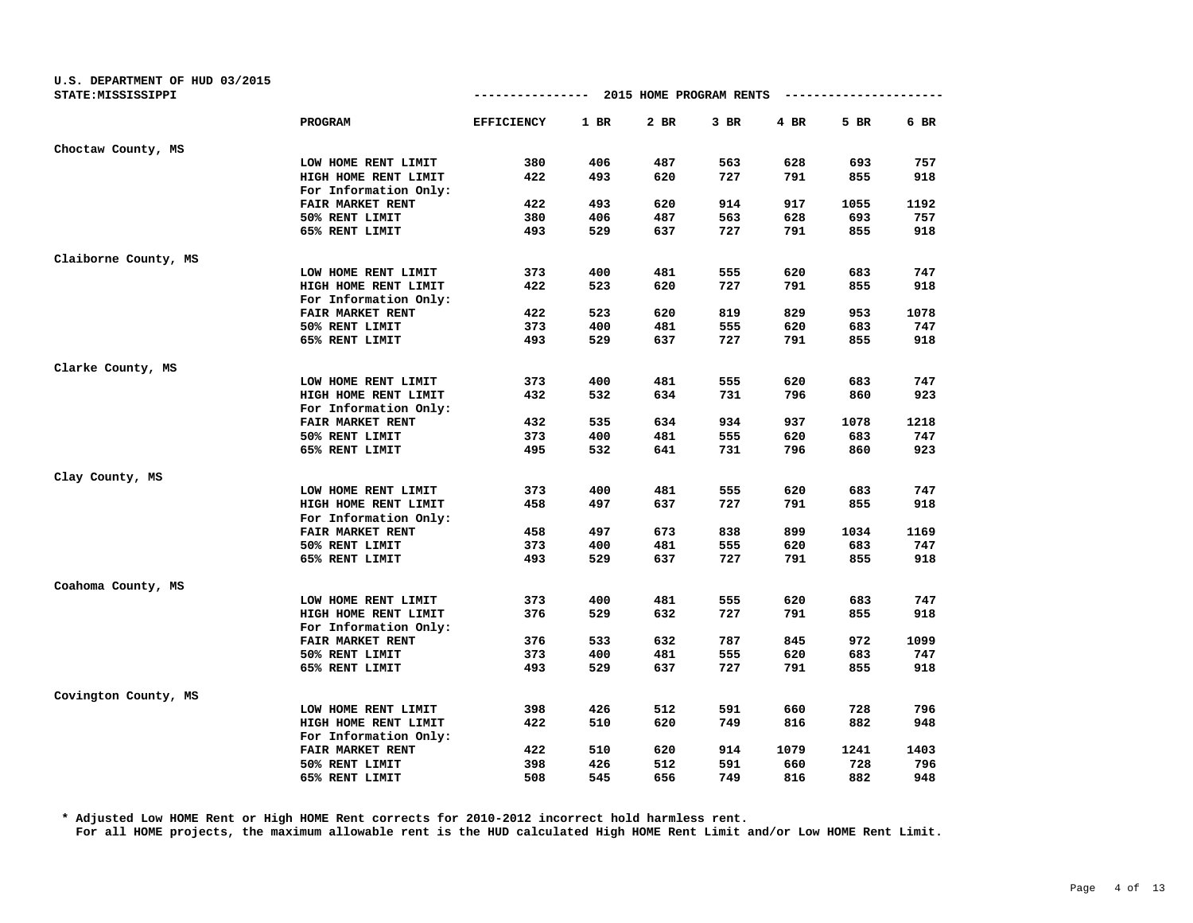U.S. DEPARTMENT OF HUD 03/2015
STATE:MISSISSIPPI

## 2015 HOME PROGRAM RENTS

| | PROGRAM | EFFICIENCY | 1 BR | 2 BR | 3 BR | 4 BR | 5 BR | 6 BR |
|---|---|---|---|---|---|---|---|---|
| Choctaw County, MS | | | | | | | | |
| | LOW HOME RENT LIMIT | 380 | 406 | 487 | 563 | 628 | 693 | 757 |
| | HIGH HOME RENT LIMIT | 422 | 493 | 620 | 727 | 791 | 855 | 918 |
| | For Information Only: | | | | | | | |
| | FAIR MARKET RENT | 422 | 493 | 620 | 914 | 917 | 1055 | 1192 |
| | 50% RENT LIMIT | 380 | 406 | 487 | 563 | 628 | 693 | 757 |
| | 65% RENT LIMIT | 493 | 529 | 637 | 727 | 791 | 855 | 918 |
| Claiborne County, MS | | | | | | | | |
| | LOW HOME RENT LIMIT | 373 | 400 | 481 | 555 | 620 | 683 | 747 |
| | HIGH HOME RENT LIMIT | 422 | 523 | 620 | 727 | 791 | 855 | 918 |
| | For Information Only: | | | | | | | |
| | FAIR MARKET RENT | 422 | 523 | 620 | 819 | 829 | 953 | 1078 |
| | 50% RENT LIMIT | 373 | 400 | 481 | 555 | 620 | 683 | 747 |
| | 65% RENT LIMIT | 493 | 529 | 637 | 727 | 791 | 855 | 918 |
| Clarke County, MS | | | | | | | | |
| | LOW HOME RENT LIMIT | 373 | 400 | 481 | 555 | 620 | 683 | 747 |
| | HIGH HOME RENT LIMIT | 432 | 532 | 634 | 731 | 796 | 860 | 923 |
| | For Information Only: | | | | | | | |
| | FAIR MARKET RENT | 432 | 535 | 634 | 934 | 937 | 1078 | 1218 |
| | 50% RENT LIMIT | 373 | 400 | 481 | 555 | 620 | 683 | 747 |
| | 65% RENT LIMIT | 495 | 532 | 641 | 731 | 796 | 860 | 923 |
| Clay County, MS | | | | | | | | |
| | LOW HOME RENT LIMIT | 373 | 400 | 481 | 555 | 620 | 683 | 747 |
| | HIGH HOME RENT LIMIT | 458 | 497 | 637 | 727 | 791 | 855 | 918 |
| | For Information Only: | | | | | | | |
| | FAIR MARKET RENT | 458 | 497 | 673 | 838 | 899 | 1034 | 1169 |
| | 50% RENT LIMIT | 373 | 400 | 481 | 555 | 620 | 683 | 747 |
| | 65% RENT LIMIT | 493 | 529 | 637 | 727 | 791 | 855 | 918 |
| Coahoma County, MS | | | | | | | | |
| | LOW HOME RENT LIMIT | 373 | 400 | 481 | 555 | 620 | 683 | 747 |
| | HIGH HOME RENT LIMIT | 376 | 529 | 632 | 727 | 791 | 855 | 918 |
| | For Information Only: | | | | | | | |
| | FAIR MARKET RENT | 376 | 533 | 632 | 787 | 845 | 972 | 1099 |
| | 50% RENT LIMIT | 373 | 400 | 481 | 555 | 620 | 683 | 747 |
| | 65% RENT LIMIT | 493 | 529 | 637 | 727 | 791 | 855 | 918 |
| Covington County, MS | | | | | | | | |
| | LOW HOME RENT LIMIT | 398 | 426 | 512 | 591 | 660 | 728 | 796 |
| | HIGH HOME RENT LIMIT | 422 | 510 | 620 | 749 | 816 | 882 | 948 |
| | For Information Only: | | | | | | | |
| | FAIR MARKET RENT | 422 | 510 | 620 | 914 | 1079 | 1241 | 1403 |
| | 50% RENT LIMIT | 398 | 426 | 512 | 591 | 660 | 728 | 796 |
| | 65% RENT LIMIT | 508 | 545 | 656 | 749 | 816 | 882 | 948 |

* Adjusted Low HOME Rent or High HOME Rent corrects for 2010-2012 incorrect hold harmless rent.
For all HOME projects, the maximum allowable rent is the HUD calculated High HOME Rent Limit and/or Low HOME Rent Limit.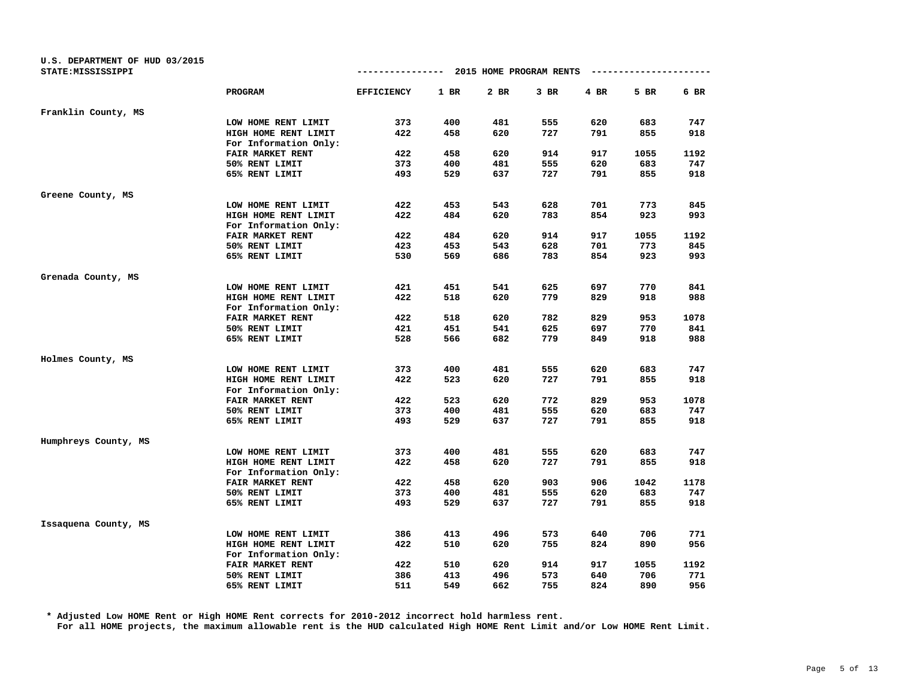U.S. DEPARTMENT OF HUD 03/2015
STATE:MISSISSIPPI

## 2015 HOME PROGRAM RENTS

| | PROGRAM | EFFICIENCY | 1 BR | 2 BR | 3 BR | 4 BR | 5 BR | 6 BR |
|---|---|---|---|---|---|---|---|---|
| Franklin County, MS | | | | | | | | |
| | LOW HOME RENT LIMIT | 373 | 400 | 481 | 555 | 620 | 683 | 747 |
| | HIGH HOME RENT LIMIT | 422 | 458 | 620 | 727 | 791 | 855 | 918 |
| | For Information Only: | | | | | | | |
| | FAIR MARKET RENT | 422 | 458 | 620 | 914 | 917 | 1055 | 1192 |
| | 50% RENT LIMIT | 373 | 400 | 481 | 555 | 620 | 683 | 747 |
| | 65% RENT LIMIT | 493 | 529 | 637 | 727 | 791 | 855 | 918 |
| Greene County, MS | | | | | | | | |
| | LOW HOME RENT LIMIT | 422 | 453 | 543 | 628 | 701 | 773 | 845 |
| | HIGH HOME RENT LIMIT | 422 | 484 | 620 | 783 | 854 | 923 | 993 |
| | For Information Only: | | | | | | | |
| | FAIR MARKET RENT | 422 | 484 | 620 | 914 | 917 | 1055 | 1192 |
| | 50% RENT LIMIT | 423 | 453 | 543 | 628 | 701 | 773 | 845 |
| | 65% RENT LIMIT | 530 | 569 | 686 | 783 | 854 | 923 | 993 |
| Grenada County, MS | | | | | | | | |
| | LOW HOME RENT LIMIT | 421 | 451 | 541 | 625 | 697 | 770 | 841 |
| | HIGH HOME RENT LIMIT | 422 | 518 | 620 | 779 | 829 | 918 | 988 |
| | For Information Only: | | | | | | | |
| | FAIR MARKET RENT | 422 | 518 | 620 | 782 | 829 | 953 | 1078 |
| | 50% RENT LIMIT | 421 | 451 | 541 | 625 | 697 | 770 | 841 |
| | 65% RENT LIMIT | 528 | 566 | 682 | 779 | 849 | 918 | 988 |
| Holmes County, MS | | | | | | | | |
| | LOW HOME RENT LIMIT | 373 | 400 | 481 | 555 | 620 | 683 | 747 |
| | HIGH HOME RENT LIMIT | 422 | 523 | 620 | 727 | 791 | 855 | 918 |
| | For Information Only: | | | | | | | |
| | FAIR MARKET RENT | 422 | 523 | 620 | 772 | 829 | 953 | 1078 |
| | 50% RENT LIMIT | 373 | 400 | 481 | 555 | 620 | 683 | 747 |
| | 65% RENT LIMIT | 493 | 529 | 637 | 727 | 791 | 855 | 918 |
| Humphreys County, MS | | | | | | | | |
| | LOW HOME RENT LIMIT | 373 | 400 | 481 | 555 | 620 | 683 | 747 |
| | HIGH HOME RENT LIMIT | 422 | 458 | 620 | 727 | 791 | 855 | 918 |
| | For Information Only: | | | | | | | |
| | FAIR MARKET RENT | 422 | 458 | 620 | 903 | 906 | 1042 | 1178 |
| | 50% RENT LIMIT | 373 | 400 | 481 | 555 | 620 | 683 | 747 |
| | 65% RENT LIMIT | 493 | 529 | 637 | 727 | 791 | 855 | 918 |
| Issaquena County, MS | | | | | | | | |
| | LOW HOME RENT LIMIT | 386 | 413 | 496 | 573 | 640 | 706 | 771 |
| | HIGH HOME RENT LIMIT | 422 | 510 | 620 | 755 | 824 | 890 | 956 |
| | For Information Only: | | | | | | | |
| | FAIR MARKET RENT | 422 | 510 | 620 | 914 | 917 | 1055 | 1192 |
| | 50% RENT LIMIT | 386 | 413 | 496 | 573 | 640 | 706 | 771 |
| | 65% RENT LIMIT | 511 | 549 | 662 | 755 | 824 | 890 | 956 |

\* Adjusted Low HOME Rent or High HOME Rent corrects for 2010-2012 incorrect hold harmless rent.
For all HOME projects, the maximum allowable rent is the HUD calculated High HOME Rent Limit and/or Low HOME Rent Limit.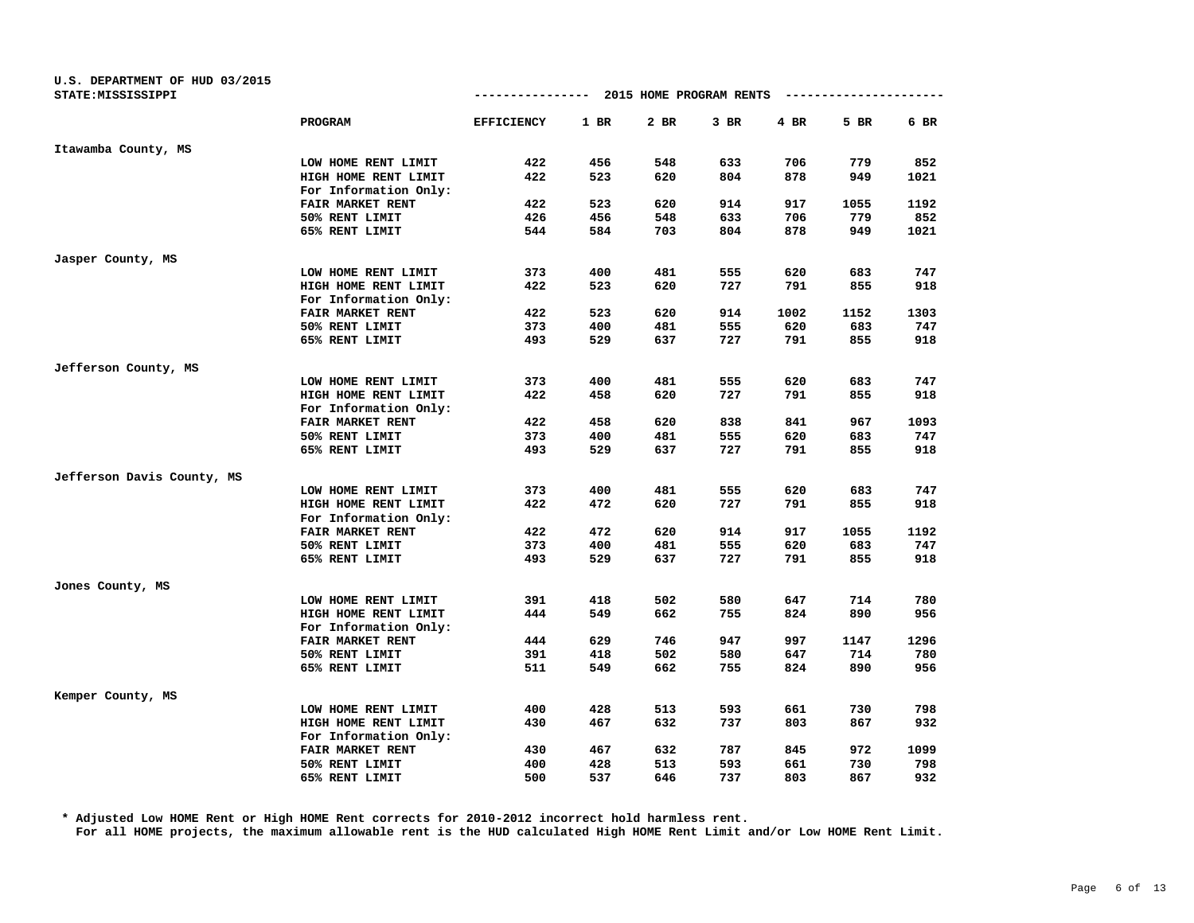U.S. DEPARTMENT OF HUD 03/2015
STATE:MISSISSIPPI

## 2015 HOME PROGRAM RENTS

| | PROGRAM | EFFICIENCY | 1 BR | 2 BR | 3 BR | 4 BR | 5 BR | 6 BR |
|---|---|---|---|---|---|---|---|---|
| Itawamba County, MS | | | | | | | | |
| | LOW HOME RENT LIMIT | 422 | 456 | 548 | 633 | 706 | 779 | 852 |
| | HIGH HOME RENT LIMIT | 422 | 523 | 620 | 804 | 878 | 949 | 1021 |
| | For Information Only: | | | | | | | |
| | FAIR MARKET RENT | 422 | 523 | 620 | 914 | 917 | 1055 | 1192 |
| | 50% RENT LIMIT | 426 | 456 | 548 | 633 | 706 | 779 | 852 |
| | 65% RENT LIMIT | 544 | 584 | 703 | 804 | 878 | 949 | 1021 |
| Jasper County, MS | | | | | | | | |
| | LOW HOME RENT LIMIT | 373 | 400 | 481 | 555 | 620 | 683 | 747 |
| | HIGH HOME RENT LIMIT | 422 | 523 | 620 | 727 | 791 | 855 | 918 |
| | For Information Only: | | | | | | | |
| | FAIR MARKET RENT | 422 | 523 | 620 | 914 | 1002 | 1152 | 1303 |
| | 50% RENT LIMIT | 373 | 400 | 481 | 555 | 620 | 683 | 747 |
| | 65% RENT LIMIT | 493 | 529 | 637 | 727 | 791 | 855 | 918 |
| Jefferson County, MS | | | | | | | | |
| | LOW HOME RENT LIMIT | 373 | 400 | 481 | 555 | 620 | 683 | 747 |
| | HIGH HOME RENT LIMIT | 422 | 458 | 620 | 727 | 791 | 855 | 918 |
| | For Information Only: | | | | | | | |
| | FAIR MARKET RENT | 422 | 458 | 620 | 838 | 841 | 967 | 1093 |
| | 50% RENT LIMIT | 373 | 400 | 481 | 555 | 620 | 683 | 747 |
| | 65% RENT LIMIT | 493 | 529 | 637 | 727 | 791 | 855 | 918 |
| Jefferson Davis County, MS | | | | | | | | |
| | LOW HOME RENT LIMIT | 373 | 400 | 481 | 555 | 620 | 683 | 747 |
| | HIGH HOME RENT LIMIT | 422 | 472 | 620 | 727 | 791 | 855 | 918 |
| | For Information Only: | | | | | | | |
| | FAIR MARKET RENT | 422 | 472 | 620 | 914 | 917 | 1055 | 1192 |
| | 50% RENT LIMIT | 373 | 400 | 481 | 555 | 620 | 683 | 747 |
| | 65% RENT LIMIT | 493 | 529 | 637 | 727 | 791 | 855 | 918 |
| Jones County, MS | | | | | | | | |
| | LOW HOME RENT LIMIT | 391 | 418 | 502 | 580 | 647 | 714 | 780 |
| | HIGH HOME RENT LIMIT | 444 | 549 | 662 | 755 | 824 | 890 | 956 |
| | For Information Only: | | | | | | | |
| | FAIR MARKET RENT | 444 | 629 | 746 | 947 | 997 | 1147 | 1296 |
| | 50% RENT LIMIT | 391 | 418 | 502 | 580 | 647 | 714 | 780 |
| | 65% RENT LIMIT | 511 | 549 | 662 | 755 | 824 | 890 | 956 |
| Kemper County, MS | | | | | | | | |
| | LOW HOME RENT LIMIT | 400 | 428 | 513 | 593 | 661 | 730 | 798 |
| | HIGH HOME RENT LIMIT | 430 | 467 | 632 | 737 | 803 | 867 | 932 |
| | For Information Only: | | | | | | | |
| | FAIR MARKET RENT | 430 | 467 | 632 | 787 | 845 | 972 | 1099 |
| | 50% RENT LIMIT | 400 | 428 | 513 | 593 | 661 | 730 | 798 |
| | 65% RENT LIMIT | 500 | 537 | 646 | 737 | 803 | 867 | 932 |

* Adjusted Low HOME Rent or High HOME Rent corrects for 2010-2012 incorrect hold harmless rent.
For all HOME projects, the maximum allowable rent is the HUD calculated High HOME Rent Limit and/or Low HOME Rent Limit.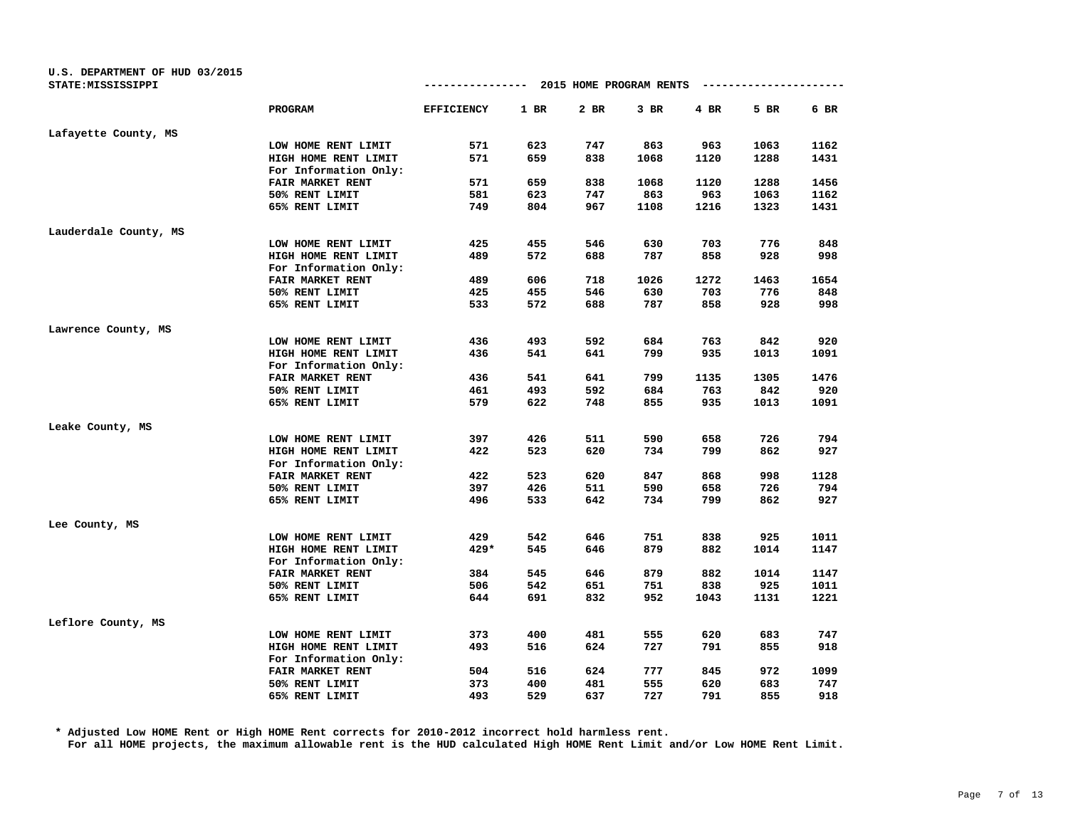U.S. DEPARTMENT OF HUD 03/2015
STATE:MISSISSIPPI

## 2015 HOME PROGRAM RENTS

| | PROGRAM | EFFICIENCY | 1 BR | 2 BR | 3 BR | 4 BR | 5 BR | 6 BR |
|---|---|---|---|---|---|---|---|---|
| Lafayette County, MS | | | | | | | | |
| | LOW HOME RENT LIMIT | 571 | 623 | 747 | 863 | 963 | 1063 | 1162 |
| | HIGH HOME RENT LIMIT | 571 | 659 | 838 | 1068 | 1120 | 1288 | 1431 |
| | For Information Only: | | | | | | | |
| | FAIR MARKET RENT | 571 | 659 | 838 | 1068 | 1120 | 1288 | 1456 |
| | 50% RENT LIMIT | 581 | 623 | 747 | 863 | 963 | 1063 | 1162 |
| | 65% RENT LIMIT | 749 | 804 | 967 | 1108 | 1216 | 1323 | 1431 |
| Lauderdale County, MS | | | | | | | | |
| | LOW HOME RENT LIMIT | 425 | 455 | 546 | 630 | 703 | 776 | 848 |
| | HIGH HOME RENT LIMIT | 489 | 572 | 688 | 787 | 858 | 928 | 998 |
| | For Information Only: | | | | | | | |
| | FAIR MARKET RENT | 489 | 606 | 718 | 1026 | 1272 | 1463 | 1654 |
| | 50% RENT LIMIT | 425 | 455 | 546 | 630 | 703 | 776 | 848 |
| | 65% RENT LIMIT | 533 | 572 | 688 | 787 | 858 | 928 | 998 |
| Lawrence County, MS | | | | | | | | |
| | LOW HOME RENT LIMIT | 436 | 493 | 592 | 684 | 763 | 842 | 920 |
| | HIGH HOME RENT LIMIT | 436 | 541 | 641 | 799 | 935 | 1013 | 1091 |
| | For Information Only: | | | | | | | |
| | FAIR MARKET RENT | 436 | 541 | 641 | 799 | 1135 | 1305 | 1476 |
| | 50% RENT LIMIT | 461 | 493 | 592 | 684 | 763 | 842 | 920 |
| | 65% RENT LIMIT | 579 | 622 | 748 | 855 | 935 | 1013 | 1091 |
| Leake County, MS | | | | | | | | |
| | LOW HOME RENT LIMIT | 397 | 426 | 511 | 590 | 658 | 726 | 794 |
| | HIGH HOME RENT LIMIT | 422 | 523 | 620 | 734 | 799 | 862 | 927 |
| | For Information Only: | | | | | | | |
| | FAIR MARKET RENT | 422 | 523 | 620 | 847 | 868 | 998 | 1128 |
| | 50% RENT LIMIT | 397 | 426 | 511 | 590 | 658 | 726 | 794 |
| | 65% RENT LIMIT | 496 | 533 | 642 | 734 | 799 | 862 | 927 |
| Lee County, MS | | | | | | | | |
| | LOW HOME RENT LIMIT | 429 | 542 | 646 | 751 | 838 | 925 | 1011 |
| | HIGH HOME RENT LIMIT | 429* | 545 | 646 | 879 | 882 | 1014 | 1147 |
| | For Information Only: | | | | | | | |
| | FAIR MARKET RENT | 384 | 545 | 646 | 879 | 882 | 1014 | 1147 |
| | 50% RENT LIMIT | 506 | 542 | 651 | 751 | 838 | 925 | 1011 |
| | 65% RENT LIMIT | 644 | 691 | 832 | 952 | 1043 | 1131 | 1221 |
| Leflore County, MS | | | | | | | | |
| | LOW HOME RENT LIMIT | 373 | 400 | 481 | 555 | 620 | 683 | 747 |
| | HIGH HOME RENT LIMIT | 493 | 516 | 624 | 727 | 791 | 855 | 918 |
| | For Information Only: | | | | | | | |
| | FAIR MARKET RENT | 504 | 516 | 624 | 777 | 845 | 972 | 1099 |
| | 50% RENT LIMIT | 373 | 400 | 481 | 555 | 620 | 683 | 747 |
| | 65% RENT LIMIT | 493 | 529 | 637 | 727 | 791 | 855 | 918 |

\* Adjusted Low HOME Rent or High HOME Rent corrects for 2010-2012 incorrect hold harmless rent.
For all HOME projects, the maximum allowable rent is the HUD calculated High HOME Rent Limit and/or Low HOME Rent Limit.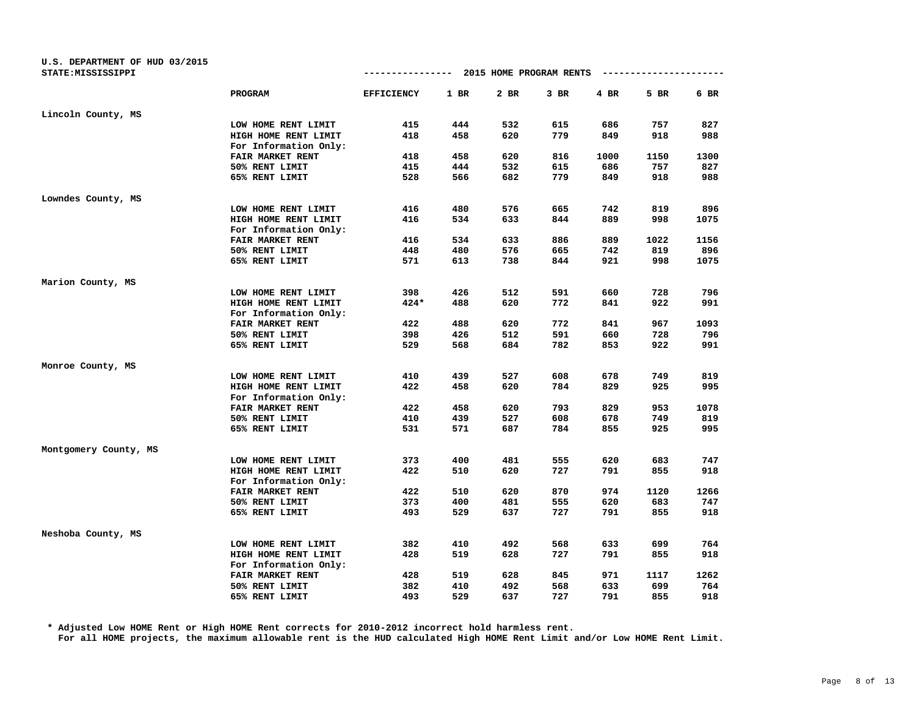U.S. DEPARTMENT OF HUD 03/2015
STATE:MISSISSIPPI

## 2015 HOME PROGRAM RENTS

| | PROGRAM | EFFICIENCY | 1 BR | 2 BR | 3 BR | 4 BR | 5 BR | 6 BR |
|---|---|---|---|---|---|---|---|---|
| Lincoln County, MS | | | | | | | | |
| | LOW HOME RENT LIMIT | 415 | 444 | 532 | 615 | 686 | 757 | 827 |
| | HIGH HOME RENT LIMIT | 418 | 458 | 620 | 779 | 849 | 918 | 988 |
| | For Information Only: | | | | | | | |
| | FAIR MARKET RENT | 418 | 458 | 620 | 816 | 1000 | 1150 | 1300 |
| | 50% RENT LIMIT | 415 | 444 | 532 | 615 | 686 | 757 | 827 |
| | 65% RENT LIMIT | 528 | 566 | 682 | 779 | 849 | 918 | 988 |
| Lowndes County, MS | | | | | | | | |
| | LOW HOME RENT LIMIT | 416 | 480 | 576 | 665 | 742 | 819 | 896 |
| | HIGH HOME RENT LIMIT | 416 | 534 | 633 | 844 | 889 | 998 | 1075 |
| | For Information Only: | | | | | | | |
| | FAIR MARKET RENT | 416 | 534 | 633 | 886 | 889 | 1022 | 1156 |
| | 50% RENT LIMIT | 448 | 480 | 576 | 665 | 742 | 819 | 896 |
| | 65% RENT LIMIT | 571 | 613 | 738 | 844 | 921 | 998 | 1075 |
| Marion County, MS | | | | | | | | |
| | LOW HOME RENT LIMIT | 398 | 426 | 512 | 591 | 660 | 728 | 796 |
| | HIGH HOME RENT LIMIT | 424* | 488 | 620 | 772 | 841 | 922 | 991 |
| | For Information Only: | | | | | | | |
| | FAIR MARKET RENT | 422 | 488 | 620 | 772 | 841 | 967 | 1093 |
| | 50% RENT LIMIT | 398 | 426 | 512 | 591 | 660 | 728 | 796 |
| | 65% RENT LIMIT | 529 | 568 | 684 | 782 | 853 | 922 | 991 |
| Monroe County, MS | | | | | | | | |
| | LOW HOME RENT LIMIT | 410 | 439 | 527 | 608 | 678 | 749 | 819 |
| | HIGH HOME RENT LIMIT | 422 | 458 | 620 | 784 | 829 | 925 | 995 |
| | For Information Only: | | | | | | | |
| | FAIR MARKET RENT | 422 | 458 | 620 | 793 | 829 | 953 | 1078 |
| | 50% RENT LIMIT | 410 | 439 | 527 | 608 | 678 | 749 | 819 |
| | 65% RENT LIMIT | 531 | 571 | 687 | 784 | 855 | 925 | 995 |
| Montgomery County, MS | | | | | | | | |
| | LOW HOME RENT LIMIT | 373 | 400 | 481 | 555 | 620 | 683 | 747 |
| | HIGH HOME RENT LIMIT | 422 | 510 | 620 | 727 | 791 | 855 | 918 |
| | For Information Only: | | | | | | | |
| | FAIR MARKET RENT | 422 | 510 | 620 | 870 | 974 | 1120 | 1266 |
| | 50% RENT LIMIT | 373 | 400 | 481 | 555 | 620 | 683 | 747 |
| | 65% RENT LIMIT | 493 | 529 | 637 | 727 | 791 | 855 | 918 |
| Neshoba County, MS | | | | | | | | |
| | LOW HOME RENT LIMIT | 382 | 410 | 492 | 568 | 633 | 699 | 764 |
| | HIGH HOME RENT LIMIT | 428 | 519 | 628 | 727 | 791 | 855 | 918 |
| | For Information Only: | | | | | | | |
| | FAIR MARKET RENT | 428 | 519 | 628 | 845 | 971 | 1117 | 1262 |
| | 50% RENT LIMIT | 382 | 410 | 492 | 568 | 633 | 699 | 764 |
| | 65% RENT LIMIT | 493 | 529 | 637 | 727 | 791 | 855 | 918 |

\* Adjusted Low HOME Rent or High HOME Rent corrects for 2010-2012 incorrect hold harmless rent.
For all HOME projects, the maximum allowable rent is the HUD calculated High HOME Rent Limit and/or Low HOME Rent Limit.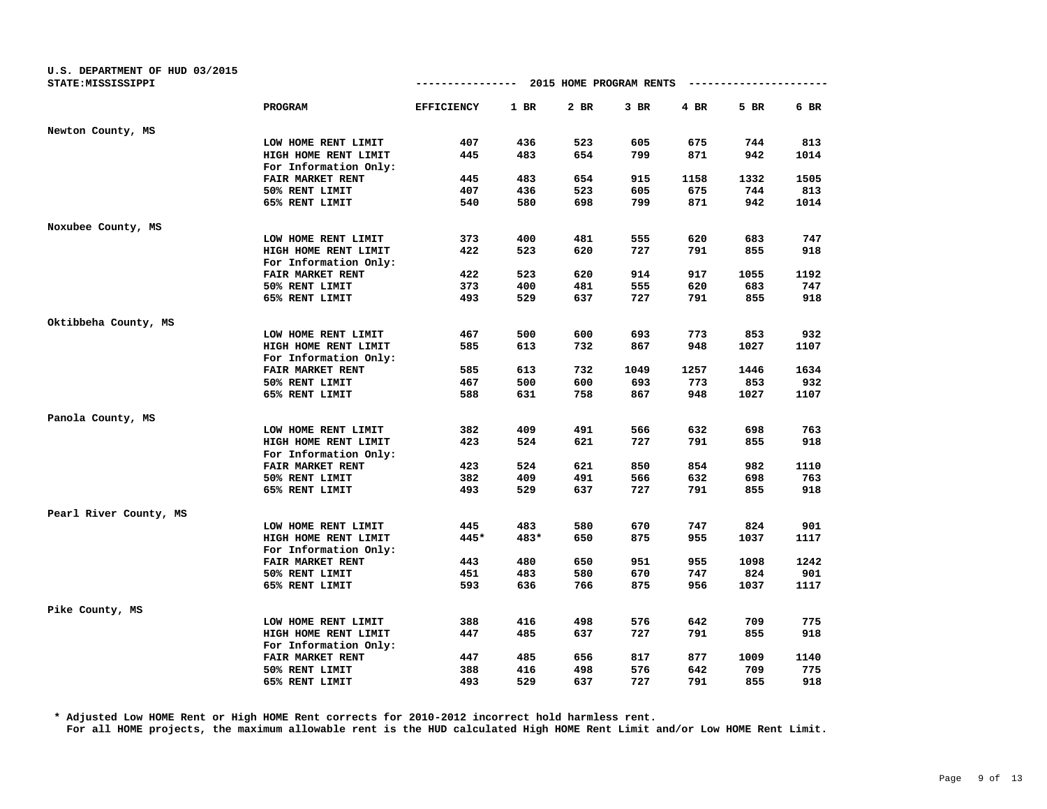U.S. DEPARTMENT OF HUD 03/2015
STATE:MISSISSIPPI

## 2015 HOME PROGRAM RENTS

| | PROGRAM | EFFICIENCY | 1 BR | 2 BR | 3 BR | 4 BR | 5 BR | 6 BR |
|---|---|---|---|---|---|---|---|---|
| Newton County, MS | | | | | | | | |
| | LOW HOME RENT LIMIT | 407 | 436 | 523 | 605 | 675 | 744 | 813 |
| | HIGH HOME RENT LIMIT | 445 | 483 | 654 | 799 | 871 | 942 | 1014 |
| | For Information Only: | | | | | | | |
| | FAIR MARKET RENT | 445 | 483 | 654 | 915 | 1158 | 1332 | 1505 |
| | 50% RENT LIMIT | 407 | 436 | 523 | 605 | 675 | 744 | 813 |
| | 65% RENT LIMIT | 540 | 580 | 698 | 799 | 871 | 942 | 1014 |
| Noxubee County, MS | | | | | | | | |
| | LOW HOME RENT LIMIT | 373 | 400 | 481 | 555 | 620 | 683 | 747 |
| | HIGH HOME RENT LIMIT | 422 | 523 | 620 | 727 | 791 | 855 | 918 |
| | For Information Only: | | | | | | | |
| | FAIR MARKET RENT | 422 | 523 | 620 | 914 | 917 | 1055 | 1192 |
| | 50% RENT LIMIT | 373 | 400 | 481 | 555 | 620 | 683 | 747 |
| | 65% RENT LIMIT | 493 | 529 | 637 | 727 | 791 | 855 | 918 |
| Oktibbeha County, MS | | | | | | | | |
| | LOW HOME RENT LIMIT | 467 | 500 | 600 | 693 | 773 | 853 | 932 |
| | HIGH HOME RENT LIMIT | 585 | 613 | 732 | 867 | 948 | 1027 | 1107 |
| | For Information Only: | | | | | | | |
| | FAIR MARKET RENT | 585 | 613 | 732 | 1049 | 1257 | 1446 | 1634 |
| | 50% RENT LIMIT | 467 | 500 | 600 | 693 | 773 | 853 | 932 |
| | 65% RENT LIMIT | 588 | 631 | 758 | 867 | 948 | 1027 | 1107 |
| Panola County, MS | | | | | | | | |
| | LOW HOME RENT LIMIT | 382 | 409 | 491 | 566 | 632 | 698 | 763 |
| | HIGH HOME RENT LIMIT | 423 | 524 | 621 | 727 | 791 | 855 | 918 |
| | For Information Only: | | | | | | | |
| | FAIR MARKET RENT | 423 | 524 | 621 | 850 | 854 | 982 | 1110 |
| | 50% RENT LIMIT | 382 | 409 | 491 | 566 | 632 | 698 | 763 |
| | 65% RENT LIMIT | 493 | 529 | 637 | 727 | 791 | 855 | 918 |
| Pearl River County, MS | | | | | | | | |
| | LOW HOME RENT LIMIT | 445 | 483 | 580 | 670 | 747 | 824 | 901 |
| | HIGH HOME RENT LIMIT | 445* | 483* | 650 | 875 | 955 | 1037 | 1117 |
| | For Information Only: | | | | | | | |
| | FAIR MARKET RENT | 443 | 480 | 650 | 951 | 955 | 1098 | 1242 |
| | 50% RENT LIMIT | 451 | 483 | 580 | 670 | 747 | 824 | 901 |
| | 65% RENT LIMIT | 593 | 636 | 766 | 875 | 956 | 1037 | 1117 |
| Pike County, MS | | | | | | | | |
| | LOW HOME RENT LIMIT | 388 | 416 | 498 | 576 | 642 | 709 | 775 |
| | HIGH HOME RENT LIMIT | 447 | 485 | 637 | 727 | 791 | 855 | 918 |
| | For Information Only: | | | | | | | |
| | FAIR MARKET RENT | 447 | 485 | 656 | 817 | 877 | 1009 | 1140 |
| | 50% RENT LIMIT | 388 | 416 | 498 | 576 | 642 | 709 | 775 |
| | 65% RENT LIMIT | 493 | 529 | 637 | 727 | 791 | 855 | 918 |

\* Adjusted Low HOME Rent or High HOME Rent corrects for 2010-2012 incorrect hold harmless rent.
For all HOME projects, the maximum allowable rent is the HUD calculated High HOME Rent Limit and/or Low HOME Rent Limit.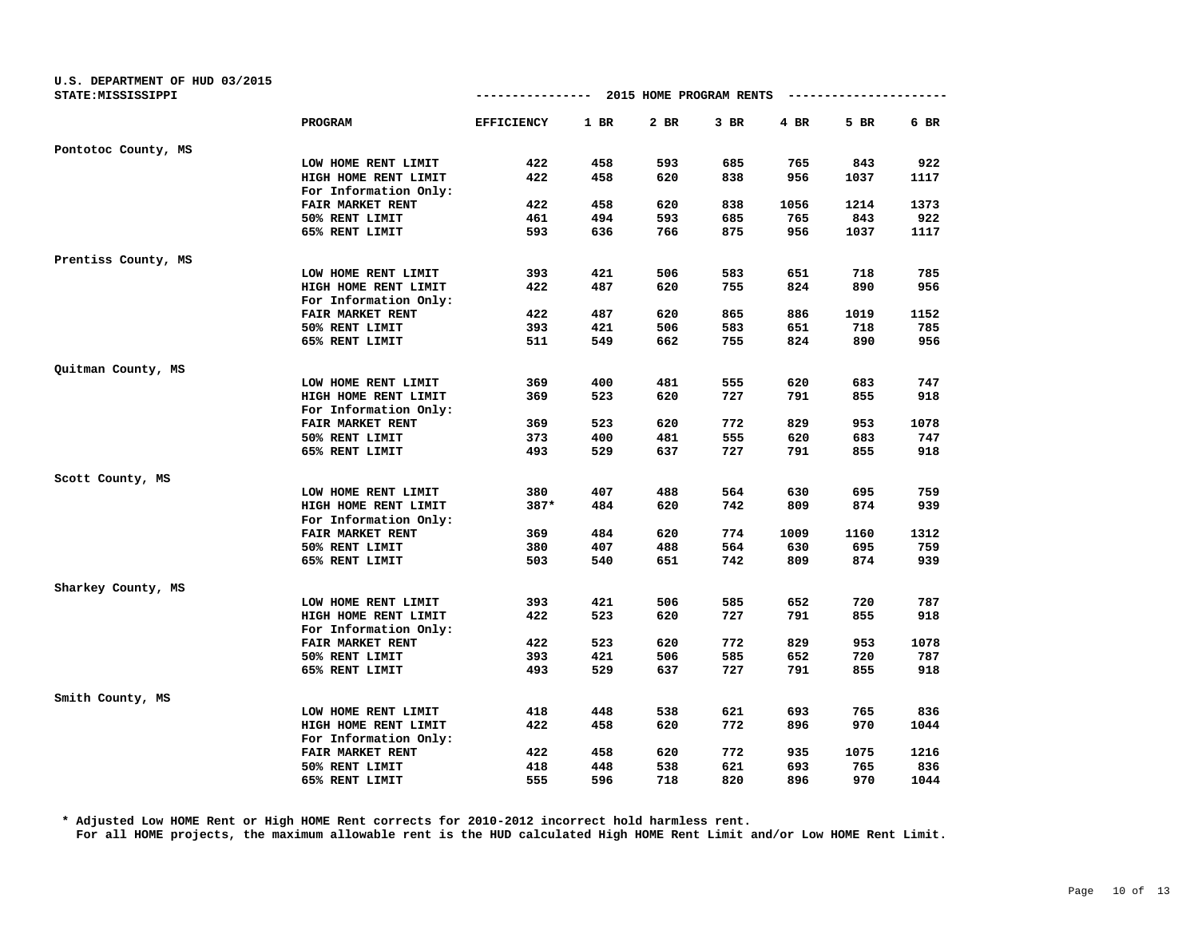U.S. DEPARTMENT OF HUD 03/2015
STATE:MISSISSIPPI

## 2015 HOME PROGRAM RENTS

| | PROGRAM | EFFICIENCY | 1 BR | 2 BR | 3 BR | 4 BR | 5 BR | 6 BR |
|---|---|---|---|---|---|---|---|---|
| Pontotoc County, MS | | | | | | | | |
| | LOW HOME RENT LIMIT | 422 | 458 | 593 | 685 | 765 | 843 | 922 |
| | HIGH HOME RENT LIMIT | 422 | 458 | 620 | 838 | 956 | 1037 | 1117 |
| | For Information Only: | | | | | | | |
| | FAIR MARKET RENT | 422 | 458 | 620 | 838 | 1056 | 1214 | 1373 |
| | 50% RENT LIMIT | 461 | 494 | 593 | 685 | 765 | 843 | 922 |
| | 65% RENT LIMIT | 593 | 636 | 766 | 875 | 956 | 1037 | 1117 |
| Prentiss County, MS | | | | | | | | |
| | LOW HOME RENT LIMIT | 393 | 421 | 506 | 583 | 651 | 718 | 785 |
| | HIGH HOME RENT LIMIT | 422 | 487 | 620 | 755 | 824 | 890 | 956 |
| | For Information Only: | | | | | | | |
| | FAIR MARKET RENT | 422 | 487 | 620 | 865 | 886 | 1019 | 1152 |
| | 50% RENT LIMIT | 393 | 421 | 506 | 583 | 651 | 718 | 785 |
| | 65% RENT LIMIT | 511 | 549 | 662 | 755 | 824 | 890 | 956 |
| Quitman County, MS | | | | | | | | |
| | LOW HOME RENT LIMIT | 369 | 400 | 481 | 555 | 620 | 683 | 747 |
| | HIGH HOME RENT LIMIT | 369 | 523 | 620 | 727 | 791 | 855 | 918 |
| | For Information Only: | | | | | | | |
| | FAIR MARKET RENT | 369 | 523 | 620 | 772 | 829 | 953 | 1078 |
| | 50% RENT LIMIT | 373 | 400 | 481 | 555 | 620 | 683 | 747 |
| | 65% RENT LIMIT | 493 | 529 | 637 | 727 | 791 | 855 | 918 |
| Scott County, MS | | | | | | | | |
| | LOW HOME RENT LIMIT | 380 | 407 | 488 | 564 | 630 | 695 | 759 |
| | HIGH HOME RENT LIMIT | 387* | 484 | 620 | 742 | 809 | 874 | 939 |
| | For Information Only: | | | | | | | |
| | FAIR MARKET RENT | 369 | 484 | 620 | 774 | 1009 | 1160 | 1312 |
| | 50% RENT LIMIT | 380 | 407 | 488 | 564 | 630 | 695 | 759 |
| | 65% RENT LIMIT | 503 | 540 | 651 | 742 | 809 | 874 | 939 |
| Sharkey County, MS | | | | | | | | |
| | LOW HOME RENT LIMIT | 393 | 421 | 506 | 585 | 652 | 720 | 787 |
| | HIGH HOME RENT LIMIT | 422 | 523 | 620 | 727 | 791 | 855 | 918 |
| | For Information Only: | | | | | | | |
| | FAIR MARKET RENT | 422 | 523 | 620 | 772 | 829 | 953 | 1078 |
| | 50% RENT LIMIT | 393 | 421 | 506 | 585 | 652 | 720 | 787 |
| | 65% RENT LIMIT | 493 | 529 | 637 | 727 | 791 | 855 | 918 |
| Smith County, MS | | | | | | | | |
| | LOW HOME RENT LIMIT | 418 | 448 | 538 | 621 | 693 | 765 | 836 |
| | HIGH HOME RENT LIMIT | 422 | 458 | 620 | 772 | 896 | 970 | 1044 |
| | For Information Only: | | | | | | | |
| | FAIR MARKET RENT | 422 | 458 | 620 | 772 | 935 | 1075 | 1216 |
| | 50% RENT LIMIT | 418 | 448 | 538 | 621 | 693 | 765 | 836 |
| | 65% RENT LIMIT | 555 | 596 | 718 | 820 | 896 | 970 | 1044 |

\* Adjusted Low HOME Rent or High HOME Rent corrects for 2010-2012 incorrect hold harmless rent.
For all HOME projects, the maximum allowable rent is the HUD calculated High HOME Rent Limit and/or Low HOME Rent Limit.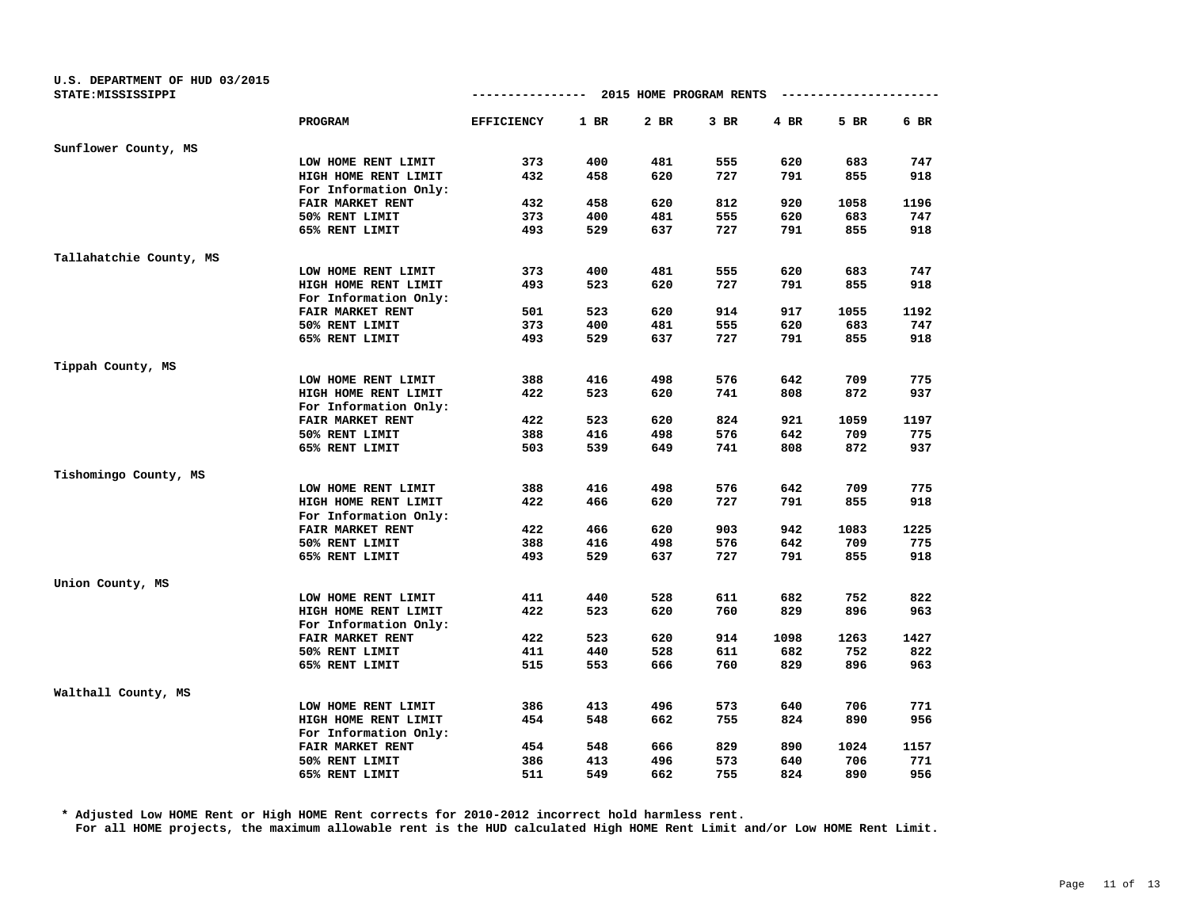U.S. DEPARTMENT OF HUD 03/2015
STATE:MISSISSIPPI

## 2015 HOME PROGRAM RENTS

| | PROGRAM | EFFICIENCY | 1 BR | 2 BR | 3 BR | 4 BR | 5 BR | 6 BR |
|---|---|---|---|---|---|---|---|---|
| Sunflower County, MS | | | | | | | | |
| | LOW HOME RENT LIMIT | 373 | 400 | 481 | 555 | 620 | 683 | 747 |
| | HIGH HOME RENT LIMIT | 432 | 458 | 620 | 727 | 791 | 855 | 918 |
| | For Information Only: | | | | | | | |
| | FAIR MARKET RENT | 432 | 458 | 620 | 812 | 920 | 1058 | 1196 |
| | 50% RENT LIMIT | 373 | 400 | 481 | 555 | 620 | 683 | 747 |
| | 65% RENT LIMIT | 493 | 529 | 637 | 727 | 791 | 855 | 918 |
| Tallahatchie County, MS | | | | | | | | |
| | LOW HOME RENT LIMIT | 373 | 400 | 481 | 555 | 620 | 683 | 747 |
| | HIGH HOME RENT LIMIT | 493 | 523 | 620 | 727 | 791 | 855 | 918 |
| | For Information Only: | | | | | | | |
| | FAIR MARKET RENT | 501 | 523 | 620 | 914 | 917 | 1055 | 1192 |
| | 50% RENT LIMIT | 373 | 400 | 481 | 555 | 620 | 683 | 747 |
| | 65% RENT LIMIT | 493 | 529 | 637 | 727 | 791 | 855 | 918 |
| Tippah County, MS | | | | | | | | |
| | LOW HOME RENT LIMIT | 388 | 416 | 498 | 576 | 642 | 709 | 775 |
| | HIGH HOME RENT LIMIT | 422 | 523 | 620 | 741 | 808 | 872 | 937 |
| | For Information Only: | | | | | | | |
| | FAIR MARKET RENT | 422 | 523 | 620 | 824 | 921 | 1059 | 1197 |
| | 50% RENT LIMIT | 388 | 416 | 498 | 576 | 642 | 709 | 775 |
| | 65% RENT LIMIT | 503 | 539 | 649 | 741 | 808 | 872 | 937 |
| Tishomingo County, MS | | | | | | | | |
| | LOW HOME RENT LIMIT | 388 | 416 | 498 | 576 | 642 | 709 | 775 |
| | HIGH HOME RENT LIMIT | 422 | 466 | 620 | 727 | 791 | 855 | 918 |
| | For Information Only: | | | | | | | |
| | FAIR MARKET RENT | 422 | 466 | 620 | 903 | 942 | 1083 | 1225 |
| | 50% RENT LIMIT | 388 | 416 | 498 | 576 | 642 | 709 | 775 |
| | 65% RENT LIMIT | 493 | 529 | 637 | 727 | 791 | 855 | 918 |
| Union County, MS | | | | | | | | |
| | LOW HOME RENT LIMIT | 411 | 440 | 528 | 611 | 682 | 752 | 822 |
| | HIGH HOME RENT LIMIT | 422 | 523 | 620 | 760 | 829 | 896 | 963 |
| | For Information Only: | | | | | | | |
| | FAIR MARKET RENT | 422 | 523 | 620 | 914 | 1098 | 1263 | 1427 |
| | 50% RENT LIMIT | 411 | 440 | 528 | 611 | 682 | 752 | 822 |
| | 65% RENT LIMIT | 515 | 553 | 666 | 760 | 829 | 896 | 963 |
| Walthall County, MS | | | | | | | | |
| | LOW HOME RENT LIMIT | 386 | 413 | 496 | 573 | 640 | 706 | 771 |
| | HIGH HOME RENT LIMIT | 454 | 548 | 662 | 755 | 824 | 890 | 956 |
| | For Information Only: | | | | | | | |
| | FAIR MARKET RENT | 454 | 548 | 666 | 829 | 890 | 1024 | 1157 |
| | 50% RENT LIMIT | 386 | 413 | 496 | 573 | 640 | 706 | 771 |
| | 65% RENT LIMIT | 511 | 549 | 662 | 755 | 824 | 890 | 956 |

* Adjusted Low HOME Rent or High HOME Rent corrects for 2010-2012 incorrect hold harmless rent.
For all HOME projects, the maximum allowable rent is the HUD calculated High HOME Rent Limit and/or Low HOME Rent Limit.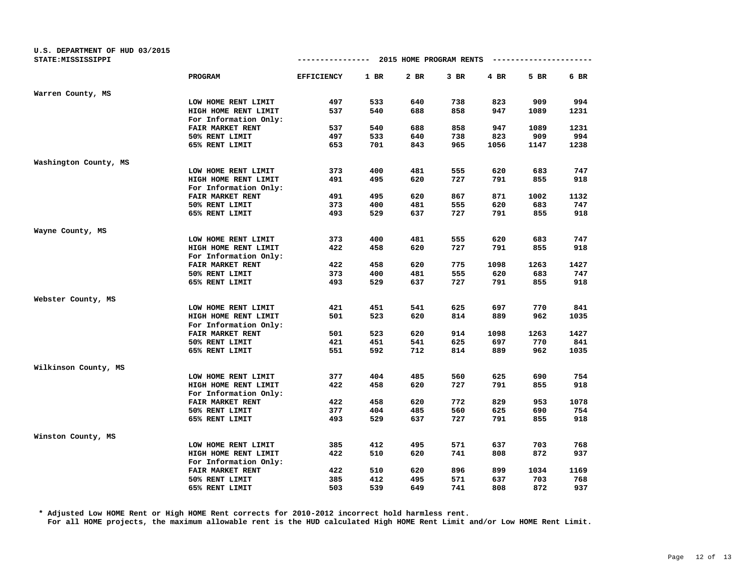U.S. DEPARTMENT OF HUD 03/2015
STATE:MISSISSIPPI

## 2015 HOME PROGRAM RENTS

| | PROGRAM | EFFICIENCY | 1 BR | 2 BR | 3 BR | 4 BR | 5 BR | 6 BR |
|---|---|---|---|---|---|---|---|---|
| Warren County, MS | | | | | | | | |
| | LOW HOME RENT LIMIT | 497 | 533 | 640 | 738 | 823 | 909 | 994 |
| | HIGH HOME RENT LIMIT | 537 | 540 | 688 | 858 | 947 | 1089 | 1231 |
| | For Information Only: | | | | | | | |
| | FAIR MARKET RENT | 537 | 540 | 688 | 858 | 947 | 1089 | 1231 |
| | 50% RENT LIMIT | 497 | 533 | 640 | 738 | 823 | 909 | 994 |
| | 65% RENT LIMIT | 653 | 701 | 843 | 965 | 1056 | 1147 | 1238 |
| Washington County, MS | | | | | | | | |
| | LOW HOME RENT LIMIT | 373 | 400 | 481 | 555 | 620 | 683 | 747 |
| | HIGH HOME RENT LIMIT | 491 | 495 | 620 | 727 | 791 | 855 | 918 |
| | For Information Only: | | | | | | | |
| | FAIR MARKET RENT | 491 | 495 | 620 | 867 | 871 | 1002 | 1132 |
| | 50% RENT LIMIT | 373 | 400 | 481 | 555 | 620 | 683 | 747 |
| | 65% RENT LIMIT | 493 | 529 | 637 | 727 | 791 | 855 | 918 |
| Wayne County, MS | | | | | | | | |
| | LOW HOME RENT LIMIT | 373 | 400 | 481 | 555 | 620 | 683 | 747 |
| | HIGH HOME RENT LIMIT | 422 | 458 | 620 | 727 | 791 | 855 | 918 |
| | For Information Only: | | | | | | | |
| | FAIR MARKET RENT | 422 | 458 | 620 | 775 | 1098 | 1263 | 1427 |
| | 50% RENT LIMIT | 373 | 400 | 481 | 555 | 620 | 683 | 747 |
| | 65% RENT LIMIT | 493 | 529 | 637 | 727 | 791 | 855 | 918 |
| Webster County, MS | | | | | | | | |
| | LOW HOME RENT LIMIT | 421 | 451 | 541 | 625 | 697 | 770 | 841 |
| | HIGH HOME RENT LIMIT | 501 | 523 | 620 | 814 | 889 | 962 | 1035 |
| | For Information Only: | | | | | | | |
| | FAIR MARKET RENT | 501 | 523 | 620 | 914 | 1098 | 1263 | 1427 |
| | 50% RENT LIMIT | 421 | 451 | 541 | 625 | 697 | 770 | 841 |
| | 65% RENT LIMIT | 551 | 592 | 712 | 814 | 889 | 962 | 1035 |
| Wilkinson County, MS | | | | | | | | |
| | LOW HOME RENT LIMIT | 377 | 404 | 485 | 560 | 625 | 690 | 754 |
| | HIGH HOME RENT LIMIT | 422 | 458 | 620 | 727 | 791 | 855 | 918 |
| | For Information Only: | | | | | | | |
| | FAIR MARKET RENT | 422 | 458 | 620 | 772 | 829 | 953 | 1078 |
| | 50% RENT LIMIT | 377 | 404 | 485 | 560 | 625 | 690 | 754 |
| | 65% RENT LIMIT | 493 | 529 | 637 | 727 | 791 | 855 | 918 |
| Winston County, MS | | | | | | | | |
| | LOW HOME RENT LIMIT | 385 | 412 | 495 | 571 | 637 | 703 | 768 |
| | HIGH HOME RENT LIMIT | 422 | 510 | 620 | 741 | 808 | 872 | 937 |
| | For Information Only: | | | | | | | |
| | FAIR MARKET RENT | 422 | 510 | 620 | 896 | 899 | 1034 | 1169 |
| | 50% RENT LIMIT | 385 | 412 | 495 | 571 | 637 | 703 | 768 |
| | 65% RENT LIMIT | 503 | 539 | 649 | 741 | 808 | 872 | 937 |

* Adjusted Low HOME Rent or High HOME Rent corrects for 2010-2012 incorrect hold harmless rent.
For all HOME projects, the maximum allowable rent is the HUD calculated High HOME Rent Limit and/or Low HOME Rent Limit.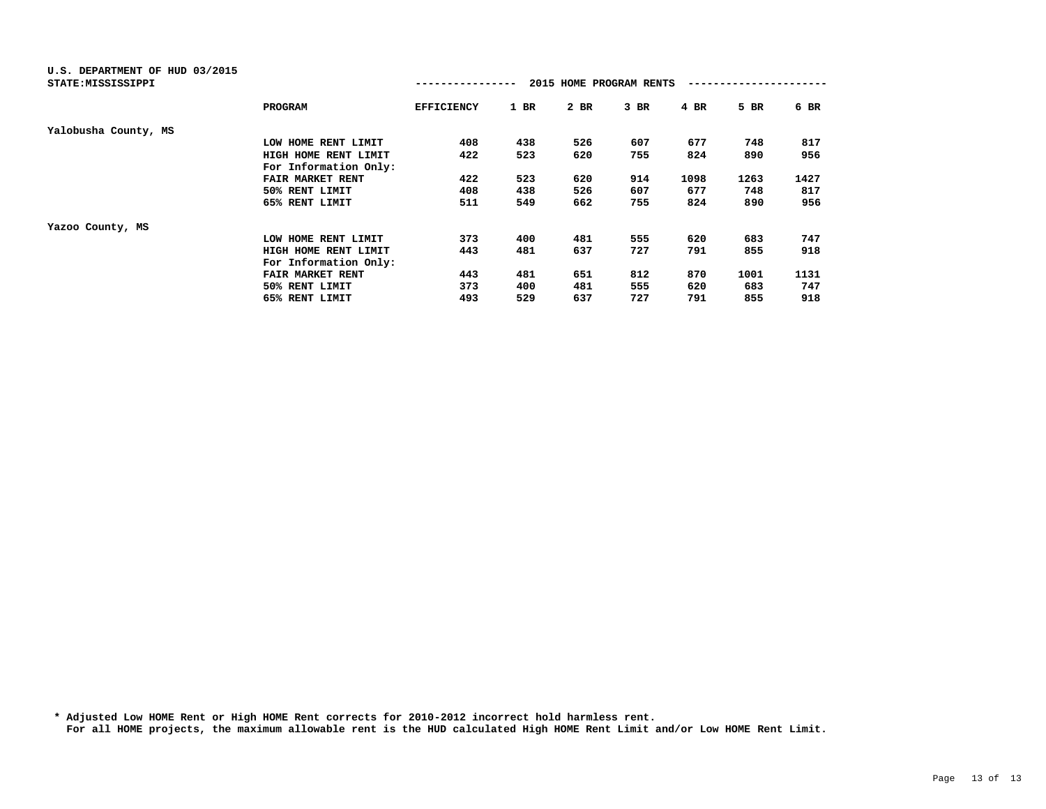U.S. DEPARTMENT OF HUD 03/2015
STATE:MISSISSIPPI

## 2015 HOME PROGRAM RENTS

| | PROGRAM | EFFICIENCY | 1 BR | 2 BR | 3 BR | 4 BR | 5 BR | 6 BR |
|---|---|---|---|---|---|---|---|---|
| Yalobusha County, MS | | | | | | | | |
| | LOW HOME RENT LIMIT | 408 | 438 | 526 | 607 | 677 | 748 | 817 |
| | HIGH HOME RENT LIMIT | 422 | 523 | 620 | 755 | 824 | 890 | 956 |
| | For Information Only: | | | | | | | |
| | FAIR MARKET RENT | 422 | 523 | 620 | 914 | 1098 | 1263 | 1427 |
| | 50% RENT LIMIT | 408 | 438 | 526 | 607 | 677 | 748 | 817 |
| | 65% RENT LIMIT | 511 | 549 | 662 | 755 | 824 | 890 | 956 |
| Yazoo County, MS | | | | | | | | |
| | LOW HOME RENT LIMIT | 373 | 400 | 481 | 555 | 620 | 683 | 747 |
| | HIGH HOME RENT LIMIT | 443 | 481 | 637 | 727 | 791 | 855 | 918 |
| | For Information Only: | | | | | | | |
| | FAIR MARKET RENT | 443 | 481 | 651 | 812 | 870 | 1001 | 1131 |
| | 50% RENT LIMIT | 373 | 400 | 481 | 555 | 620 | 683 | 747 |
| | 65% RENT LIMIT | 493 | 529 | 637 | 727 | 791 | 855 | 918 |

* Adjusted Low HOME Rent or High HOME Rent corrects for 2010-2012 incorrect hold harmless rent.
For all HOME projects, the maximum allowable rent is the HUD calculated High HOME Rent Limit and/or Low HOME Rent Limit.